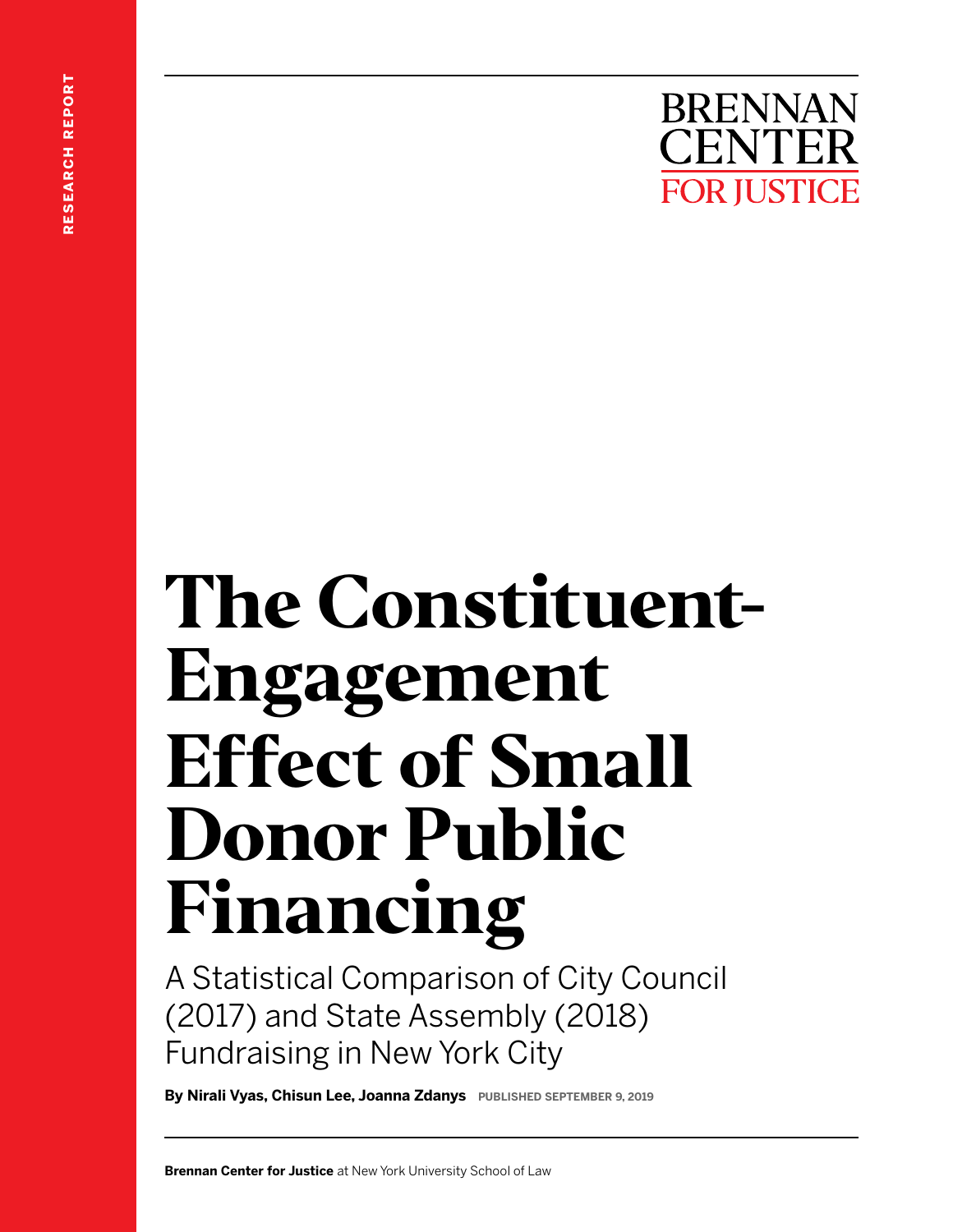RESEARCH REPORT

BRENNAN CENTER FOR JUSTICE

# The Constituent-Engagement Effect of Small Donor Public Financing

## A Statistical Comparison of City Council (2017) and State Assembly (2018) Fundraising in New York City

**By Nirali Vyas, Chisun Lee, Joanna Zdanys** PUBLISHED SEPTEMBER 9, 2019

**Brennan Center for Justice** at New York University School of Law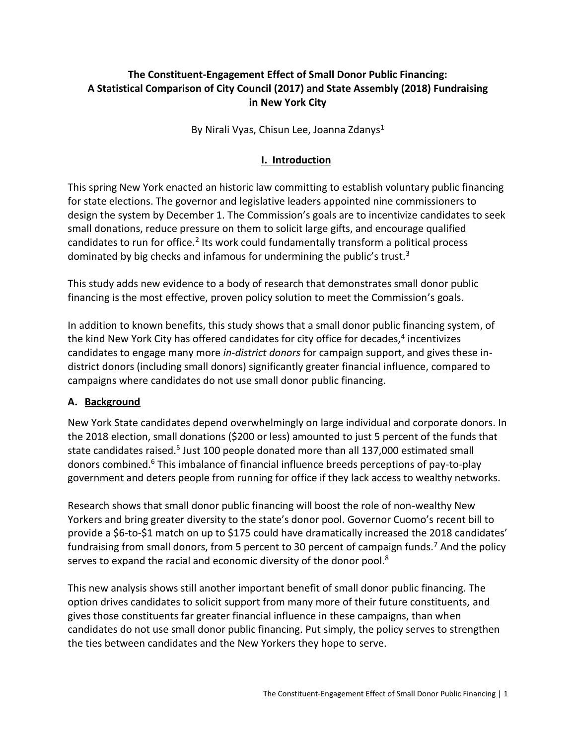# The Constituent-Engagement Effect of Small Donor Public Financing: A Statistical Comparison of City Council (2017) and State Assembly (2018) Fundraising in New York City

By Nirali Vyas, Chisun Lee, Joanna Zdanys[1]

## I. Introduction

This spring New York enacted an historic law committing to establish voluntary public financing for state elections. The governor and legislative leaders appointed nine commissioners to design the system by December 1. The Commission's goals are to incentivize candidates to seek small donations, reduce pressure on them to solicit large gifts, and encourage qualified candidates to run for office.[2] Its work could fundamentally transform a political process dominated by big checks and infamous for undermining the public's trust.[3]

This study adds new evidence to a body of research that demonstrates small donor public financing is the most effective, proven policy solution to meet the Commission's goals.

In addition to known benefits, this study shows that a small donor public financing system, of the kind New York City has offered candidates for city office for decades,[4] incentivizes candidates to engage many more *in-district donors* for campaign support, and gives these in-district donors (including small donors) significantly greater financial influence, compared to campaigns where candidates do not use small donor public financing.

### A. Background

New York State candidates depend overwhelmingly on large individual and corporate donors. In the 2018 election, small donations ($200 or less) amounted to just 5 percent of the funds that state candidates raised.[5] Just 100 people donated more than all 137,000 estimated small donors combined.[6] This imbalance of financial influence breeds perceptions of pay-to-play government and deters people from running for office if they lack access to wealthy networks.

Research shows that small donor public financing will boost the role of non-wealthy New Yorkers and bring greater diversity to the state's donor pool. Governor Cuomo's recent bill to provide a $6-to-$1 match on up to $175 could have dramatically increased the 2018 candidates' fundraising from small donors, from 5 percent to 30 percent of campaign funds.[7] And the policy serves to expand the racial and economic diversity of the donor pool.[8]

This new analysis shows still another important benefit of small donor public financing. The option drives candidates to solicit support from many more of their future constituents, and gives those constituents far greater financial influence in these campaigns, than when candidates do not use small donor public financing. Put simply, the policy serves to strengthen the ties between candidates and the New Yorkers they hope to serve.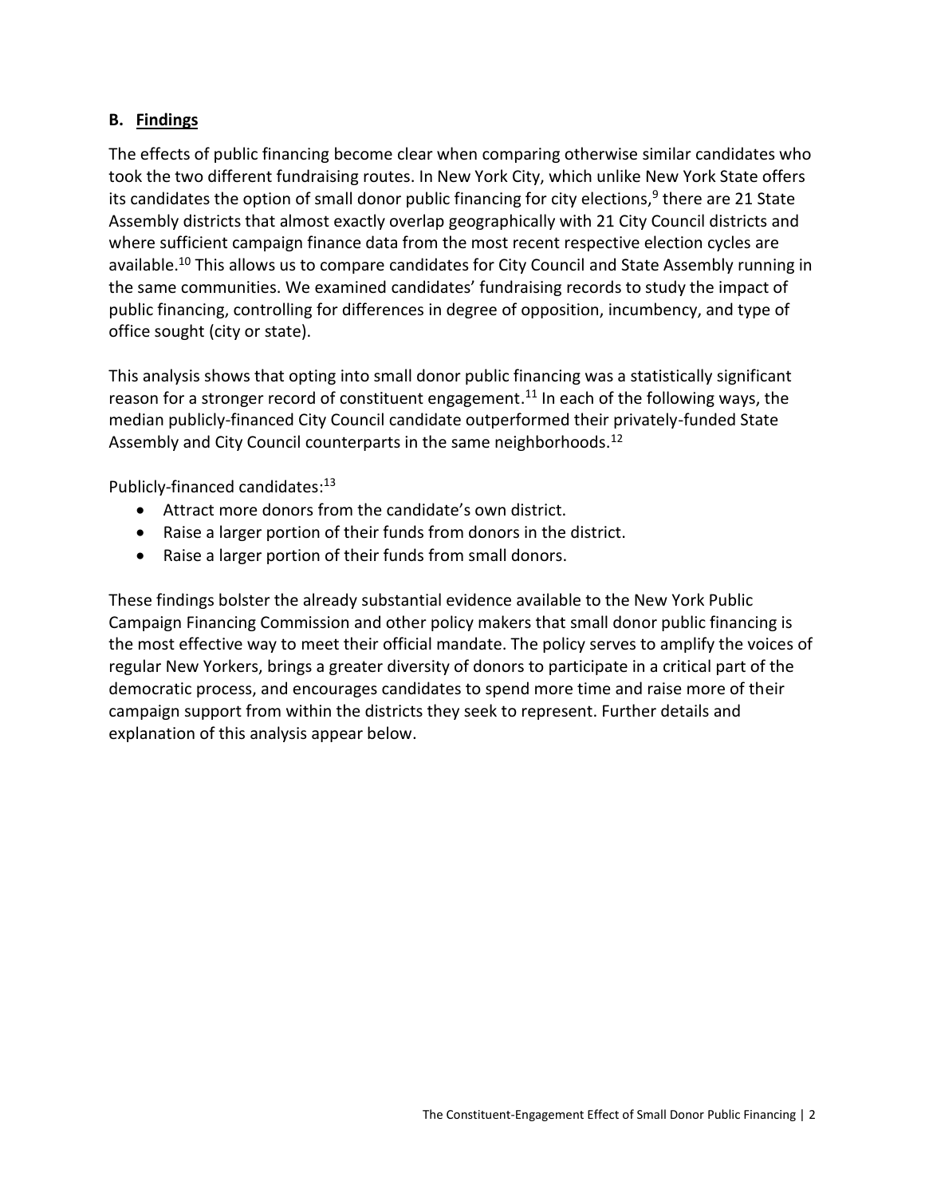### B. Findings

The effects of public financing become clear when comparing otherwise similar candidates who took the two different fundraising routes. In New York City, which unlike New York State offers its candidates the option of small donor public financing for city elections,[9] there are 21 State Assembly districts that almost exactly overlap geographically with 21 City Council districts and where sufficient campaign finance data from the most recent respective election cycles are available.[10] This allows us to compare candidates for City Council and State Assembly running in the same communities. We examined candidates' fundraising records to study the impact of public financing, controlling for differences in degree of opposition, incumbency, and type of office sought (city or state).

This analysis shows that opting into small donor public financing was a statistically significant reason for a stronger record of constituent engagement.[11] In each of the following ways, the median publicly-financed City Council candidate outperformed their privately-funded State Assembly and City Council counterparts in the same neighborhoods.[12]

Publicly-financed candidates:[13]

- Attract more donors from the candidate's own district.
- Raise a larger portion of their funds from donors in the district.
- Raise a larger portion of their funds from small donors.

These findings bolster the already substantial evidence available to the New York Public Campaign Financing Commission and other policy makers that small donor public financing is the most effective way to meet their official mandate. The policy serves to amplify the voices of regular New Yorkers, brings a greater diversity of donors to participate in a critical part of the democratic process, and encourages candidates to spend more time and raise more of their campaign support from within the districts they seek to represent. Further details and explanation of this analysis appear below.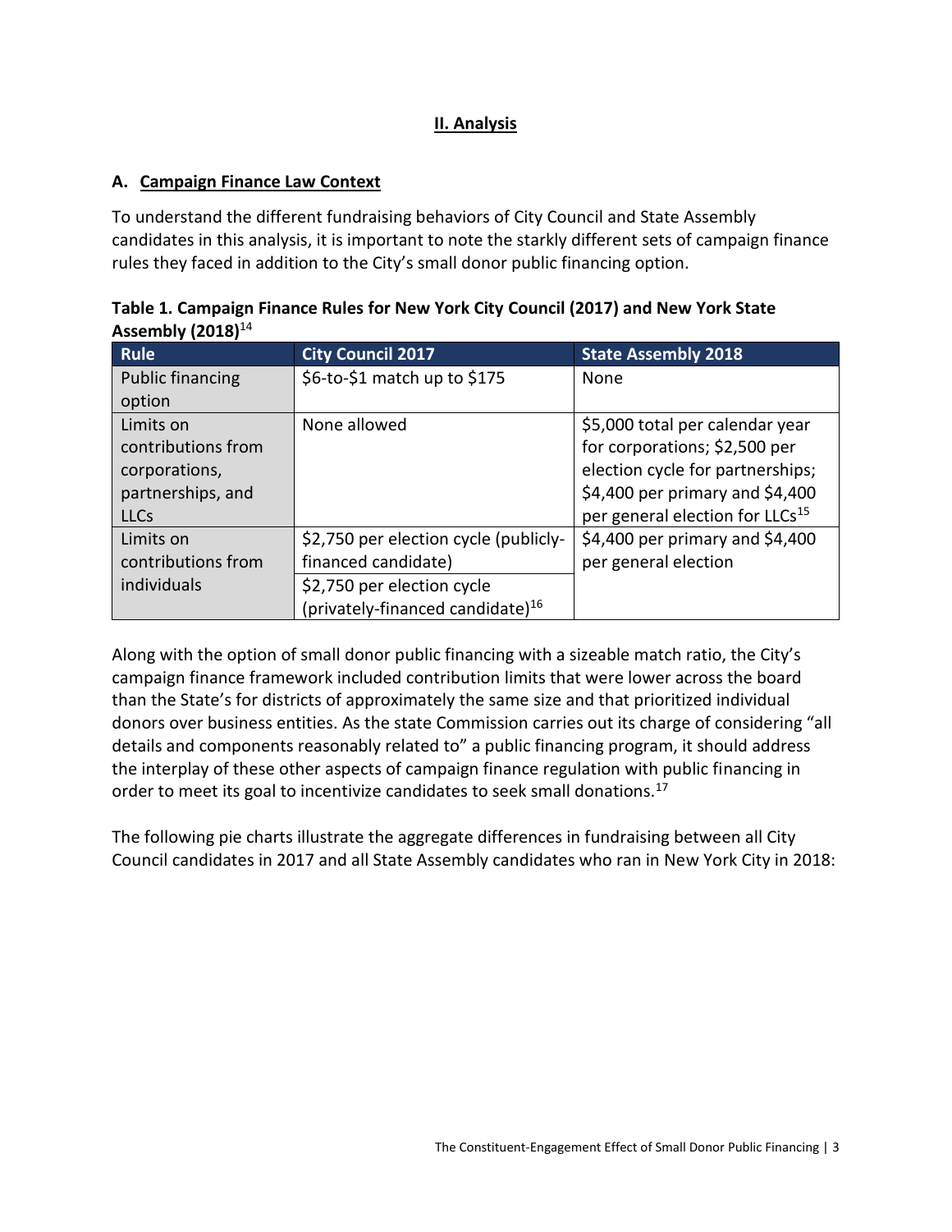## II. Analysis

### A. Campaign Finance Law Context

To understand the different fundraising behaviors of City Council and State Assembly candidates in this analysis, it is important to note the starkly different sets of campaign finance rules they faced in addition to the City's small donor public financing option.

**Table 1. Campaign Finance Rules for New York City Council (2017) and New York State Assembly (2018)**[14]

| Rule | City Council 2017 | State Assembly 2018 |
|---|---|---|
| Public financing option | \$6-to-\$1 match up to \$175 | None |
| Limits on contributions from corporations, partnerships, and LLCs | None allowed | \$5,000 total per calendar year for corporations; \$2,500 per election cycle for partnerships; \$4,400 per primary and \$4,400 per general election for LLCs[15] |
| Limits on contributions from individuals | \$2,750 per election cycle (publicly-financed candidate) | \$4,400 per primary and \$4,400 per general election |
| | \$2,750 per election cycle (privately-financed candidate)[16] | |

Along with the option of small donor public financing with a sizeable match ratio, the City's campaign finance framework included contribution limits that were lower across the board than the State's for districts of approximately the same size and that prioritized individual donors over business entities. As the state Commission carries out its charge of considering "all details and components reasonably related to" a public financing program, it should address the interplay of these other aspects of campaign finance regulation with public financing in order to meet its goal to incentivize candidates to seek small donations.[17]

The following pie charts illustrate the aggregate differences in fundraising between all City Council candidates in 2017 and all State Assembly candidates who ran in New York City in 2018: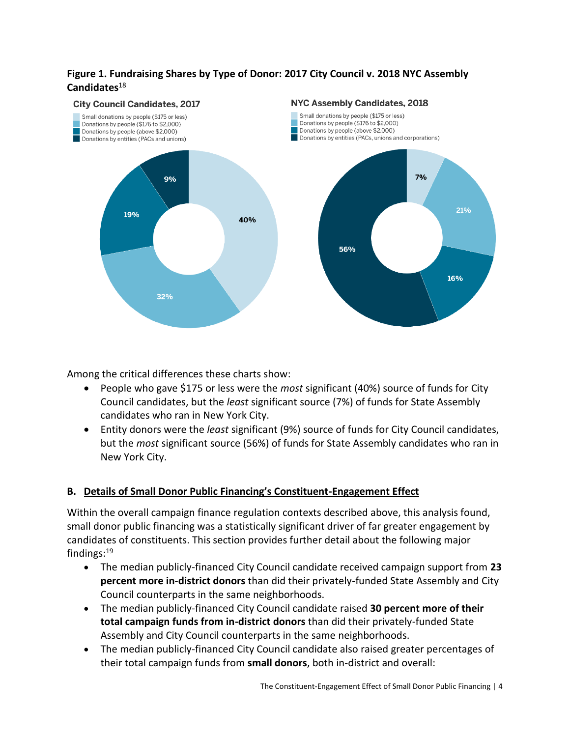**Figure 1. Fundraising Shares by Type of Donor: 2017 City Council v. 2018 NYC Assembly Candidates**[18]

**City Council Candidates, 2017**

- Small donations by people ($175 or less)
- Donations by people ($176 to $2,000)
- Donations by people (above $2,000)
- Donations by entities (PACs and unions)

40%, 32%, 19%, 9%

**NYC Assembly Candidates, 2018**

- Small donations by people ($175 or less)
- Donations by people ($176 to $2,000)
- Donations by people (above $2,000)
- Donations by entities (PACs, unions and corporations)

7%, 21%, 16%, 56%

Among the critical differences these charts show:

- People who gave $175 or less were the *most* significant (40%) source of funds for City Council candidates, but the *least* significant source (7%) of funds for State Assembly candidates who ran in New York City.
- Entity donors were the *least* significant (9%) source of funds for City Council candidates, but the *most* significant source (56%) of funds for State Assembly candidates who ran in New York City.

## B. Details of Small Donor Public Financing's Constituent-Engagement Effect

Within the overall campaign finance regulation contexts described above, this analysis found, small donor public financing was a statistically significant driver of far greater engagement by candidates of constituents. This section provides further detail about the following major findings:[19]

- The median publicly-financed City Council candidate received campaign support from **23 percent more in-district donors** than did their privately-funded State Assembly and City Council counterparts in the same neighborhoods.
- The median publicly-financed City Council candidate raised **30 percent more of their total campaign funds from in-district donors** than did their privately-funded State Assembly and City Council counterparts in the same neighborhoods.
- The median publicly-financed City Council candidate also raised greater percentages of their total campaign funds from **small donors**, both in-district and overall: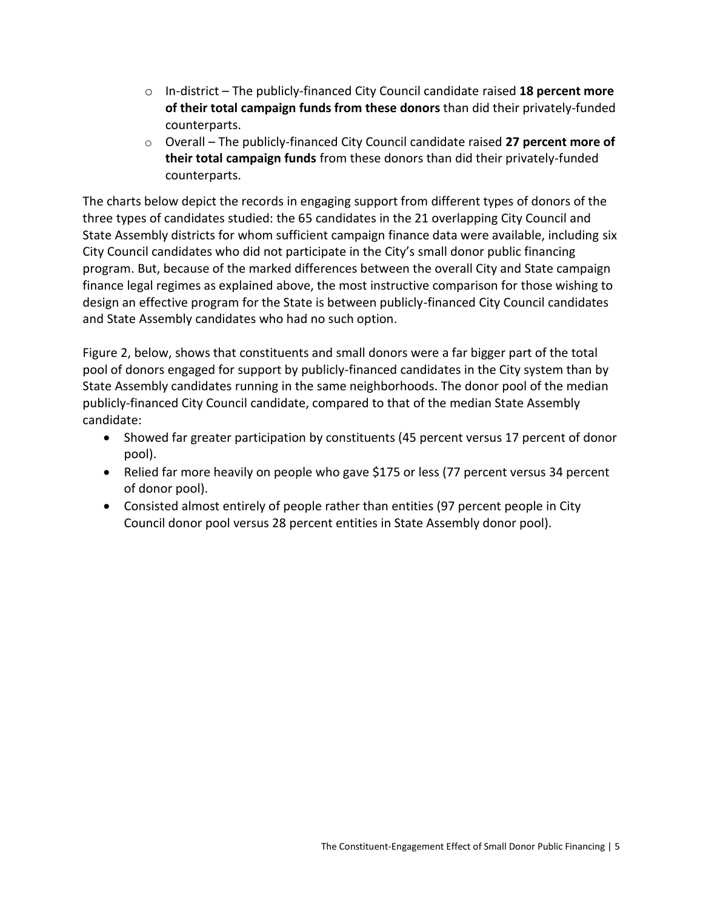- In-district – The publicly-financed City Council candidate raised **18 percent more of their total campaign funds from these donors** than did their privately-funded counterparts.
- Overall – The publicly-financed City Council candidate raised **27 percent more of their total campaign funds** from these donors than did their privately-funded counterparts.

The charts below depict the records in engaging support from different types of donors of the three types of candidates studied: the 65 candidates in the 21 overlapping City Council and State Assembly districts for whom sufficient campaign finance data were available, including six City Council candidates who did not participate in the City's small donor public financing program. But, because of the marked differences between the overall City and State campaign finance legal regimes as explained above, the most instructive comparison for those wishing to design an effective program for the State is between publicly-financed City Council candidates and State Assembly candidates who had no such option.

Figure 2, below, shows that constituents and small donors were a far bigger part of the total pool of donors engaged for support by publicly-financed candidates in the City system than by State Assembly candidates running in the same neighborhoods. The donor pool of the median publicly-financed City Council candidate, compared to that of the median State Assembly candidate:

- Showed far greater participation by constituents (45 percent versus 17 percent of donor pool).
- Relied far more heavily on people who gave $175 or less (77 percent versus 34 percent of donor pool).
- Consisted almost entirely of people rather than entities (97 percent people in City Council donor pool versus 28 percent entities in State Assembly donor pool).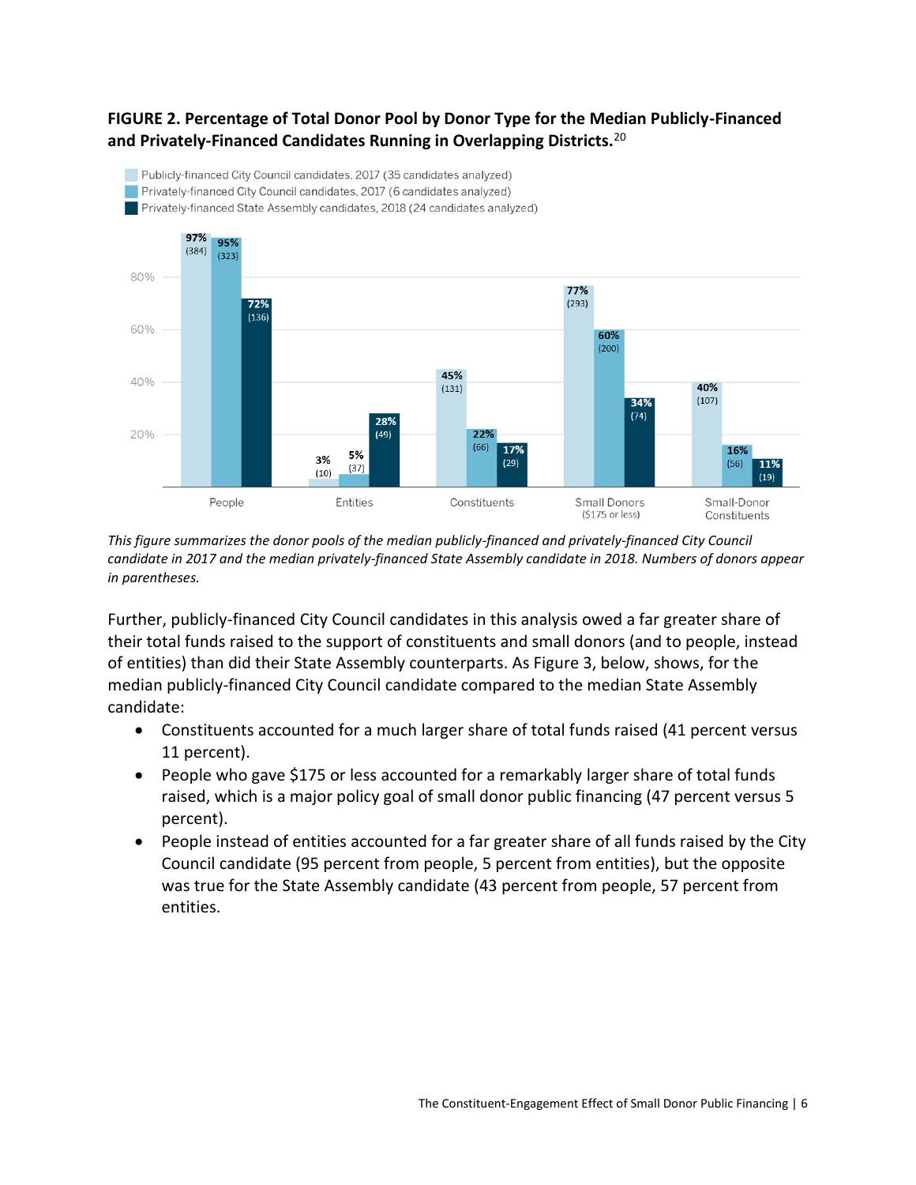**FIGURE 2. Percentage of Total Donor Pool by Donor Type for the Median Publicly-Financed and Privately-Financed Candidates Running in Overlapping Districts.**[20]

| | People | Entities | Constituents | Small Donors ($175 or less) | Small-Donor Constituents |
|---|---|---|---|---|---|
| Publicly-financed City Council candidates, 2017 (35 candidates analyzed) | 97% (384) | 3% (10) | 45% (131) | 77% (293) | 40% (107) |
| Privately-financed City Council candidates, 2017 (6 candidates analyzed) | 95% (323) | 5% (37) | 22% (66) | 60% (200) | 16% (56) |
| Privately-financed State Assembly candidates, 2018 (24 candidates analyzed) | 72% (136) | 28% (49) | 17% (29) | 34% (74) | 11% (19) |

*This figure summarizes the donor pools of the median publicly-financed and privately-financed City Council candidate in 2017 and the median privately-financed State Assembly candidate in 2018. Numbers of donors appear in parentheses.*

Further, publicly-financed City Council candidates in this analysis owed a far greater share of their total funds raised to the support of constituents and small donors (and to people, instead of entities) than did their State Assembly counterparts. As Figure 3, below, shows, for the median publicly-financed City Council candidate compared to the median State Assembly candidate:

- Constituents accounted for a much larger share of total funds raised (41 percent versus 11 percent).
- People who gave $175 or less accounted for a remarkably larger share of total funds raised, which is a major policy goal of small donor public financing (47 percent versus 5 percent).
- People instead of entities accounted for a far greater share of all funds raised by the City Council candidate (95 percent from people, 5 percent from entities), but the opposite was true for the State Assembly candidate (43 percent from people, 57 percent from entities.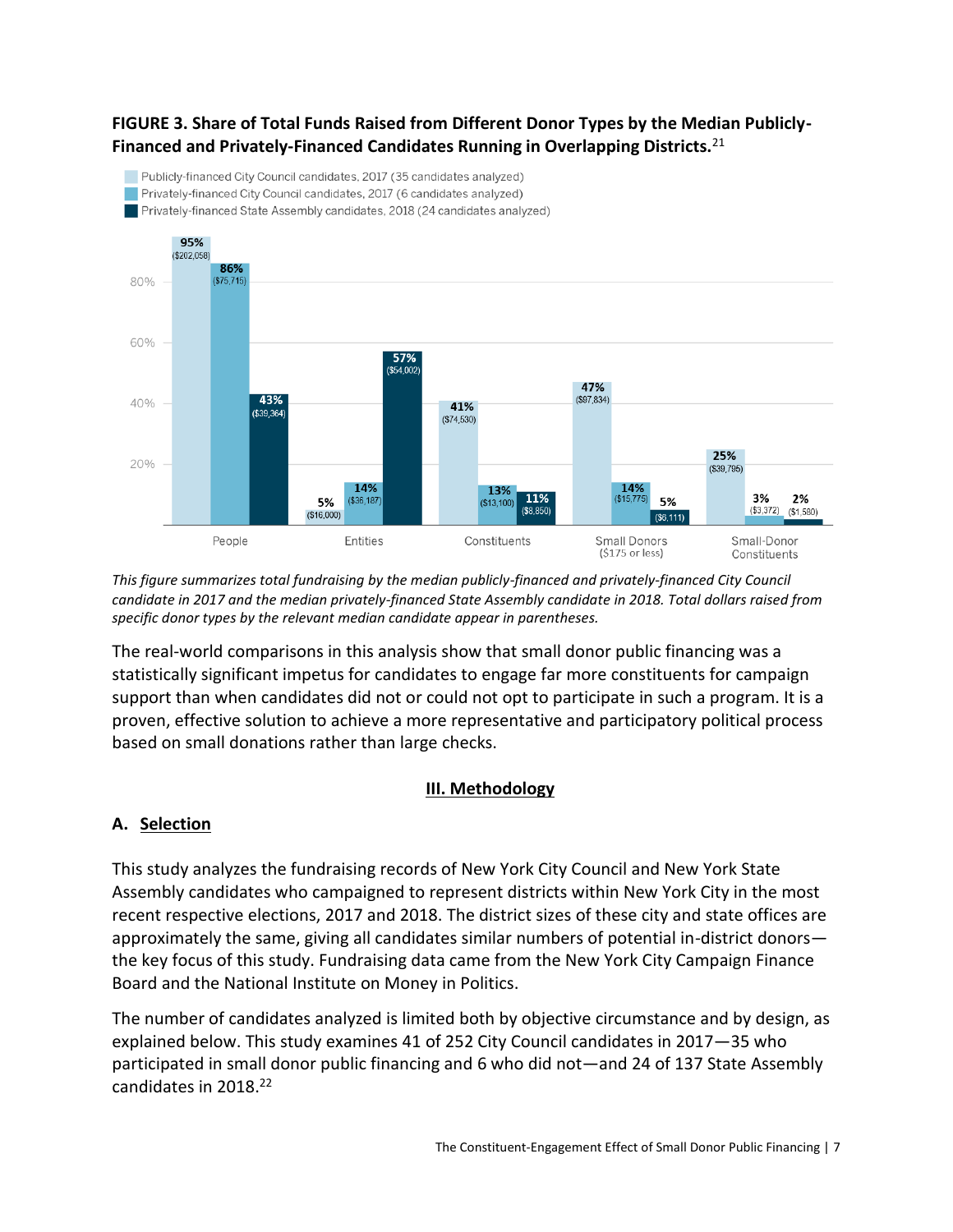**FIGURE 3. Share of Total Funds Raised from Different Donor Types by the Median Publicly-Financed and Privately-Financed Candidates Running in Overlapping Districts.**[21]

| | People | Entities | Constituents | Small Donors ($175 or less) | Small-Donor Constituents |
|---|---|---|---|---|---|
| Publicly-financed City Council candidates, 2017 (35 candidates analyzed) | 95% ($202,058) | 5% ($16,000) | 41% ($74,530) | 47% ($97,834) | 25% ($39,795) |
| Privately-financed City Council candidates, 2017 (6 candidates analyzed) | 86% ($75,715) | 14% ($36,187) | 13% ($13,100) | 14% ($15,775) | 3% ($3,372) |
| Privately-financed State Assembly candidates, 2018 (24 candidates analyzed) | 43% ($39,364) | 57% ($54,002) | 11% ($8,850) | 5% ($8,111) | 2% ($1,580) |

*This figure summarizes total fundraising by the median publicly-financed and privately-financed City Council candidate in 2017 and the median privately-financed State Assembly candidate in 2018. Total dollars raised from specific donor types by the relevant median candidate appear in parentheses.*

The real-world comparisons in this analysis show that small donor public financing was a statistically significant impetus for candidates to engage far more constituents for campaign support than when candidates did not or could not opt to participate in such a program. It is a proven, effective solution to achieve a more representative and participatory political process based on small donations rather than large checks.

## III. Methodology

### A. Selection

This study analyzes the fundraising records of New York City Council and New York State Assembly candidates who campaigned to represent districts within New York City in the most recent respective elections, 2017 and 2018. The district sizes of these city and state offices are approximately the same, giving all candidates similar numbers of potential in-district donors—the key focus of this study. Fundraising data came from the New York City Campaign Finance Board and the National Institute on Money in Politics.

The number of candidates analyzed is limited both by objective circumstance and by design, as explained below. This study examines 41 of 252 City Council candidates in 2017—35 who participated in small donor public financing and 6 who did not—and 24 of 137 State Assembly candidates in 2018.[22]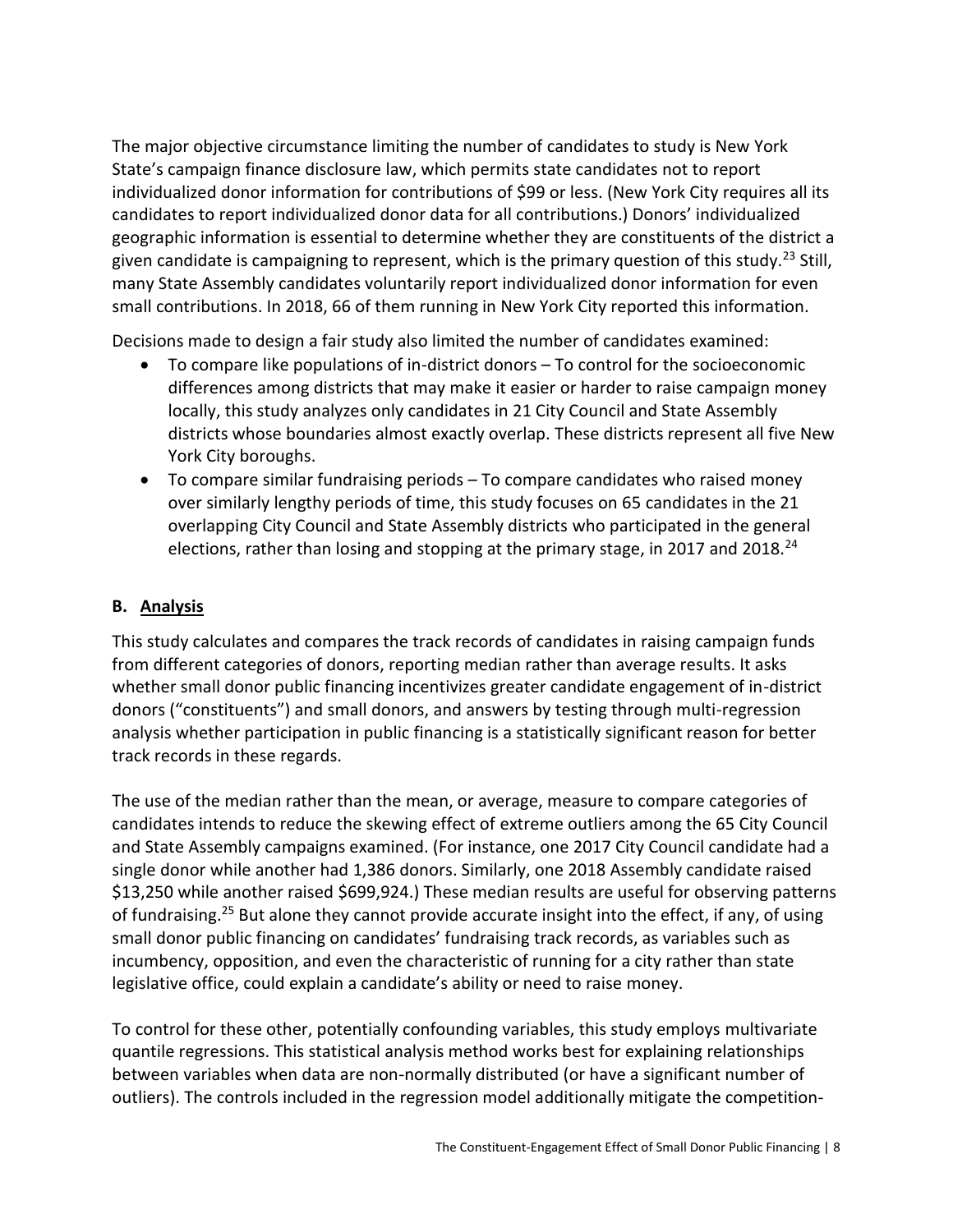The major objective circumstance limiting the number of candidates to study is New York State's campaign finance disclosure law, which permits state candidates not to report individualized donor information for contributions of $99 or less. (New York City requires all its candidates to report individualized donor data for all contributions.) Donors' individualized geographic information is essential to determine whether they are constituents of the district a given candidate is campaigning to represent, which is the primary question of this study.[23] Still, many State Assembly candidates voluntarily report individualized donor information for even small contributions. In 2018, 66 of them running in New York City reported this information.

Decisions made to design a fair study also limited the number of candidates examined:

- To compare like populations of in-district donors – To control for the socioeconomic differences among districts that may make it easier or harder to raise campaign money locally, this study analyzes only candidates in 21 City Council and State Assembly districts whose boundaries almost exactly overlap. These districts represent all five New York City boroughs.
- To compare similar fundraising periods – To compare candidates who raised money over similarly lengthy periods of time, this study focuses on 65 candidates in the 21 overlapping City Council and State Assembly districts who participated in the general elections, rather than losing and stopping at the primary stage, in 2017 and 2018.[24]

### B. <u>Analysis</u>

This study calculates and compares the track records of candidates in raising campaign funds from different categories of donors, reporting median rather than average results. It asks whether small donor public financing incentivizes greater candidate engagement of in-district donors ("constituents") and small donors, and answers by testing through multi-regression analysis whether participation in public financing is a statistically significant reason for better track records in these regards.

The use of the median rather than the mean, or average, measure to compare categories of candidates intends to reduce the skewing effect of extreme outliers among the 65 City Council and State Assembly campaigns examined. (For instance, one 2017 City Council candidate had a single donor while another had 1,386 donors. Similarly, one 2018 Assembly candidate raised $13,250 while another raised $699,924.) These median results are useful for observing patterns of fundraising.[25] But alone they cannot provide accurate insight into the effect, if any, of using small donor public financing on candidates' fundraising track records, as variables such as incumbency, opposition, and even the characteristic of running for a city rather than state legislative office, could explain a candidate's ability or need to raise money.

To control for these other, potentially confounding variables, this study employs multivariate quantile regressions. This statistical analysis method works best for explaining relationships between variables when data are non-normally distributed (or have a significant number of outliers). The controls included in the regression model additionally mitigate the competition-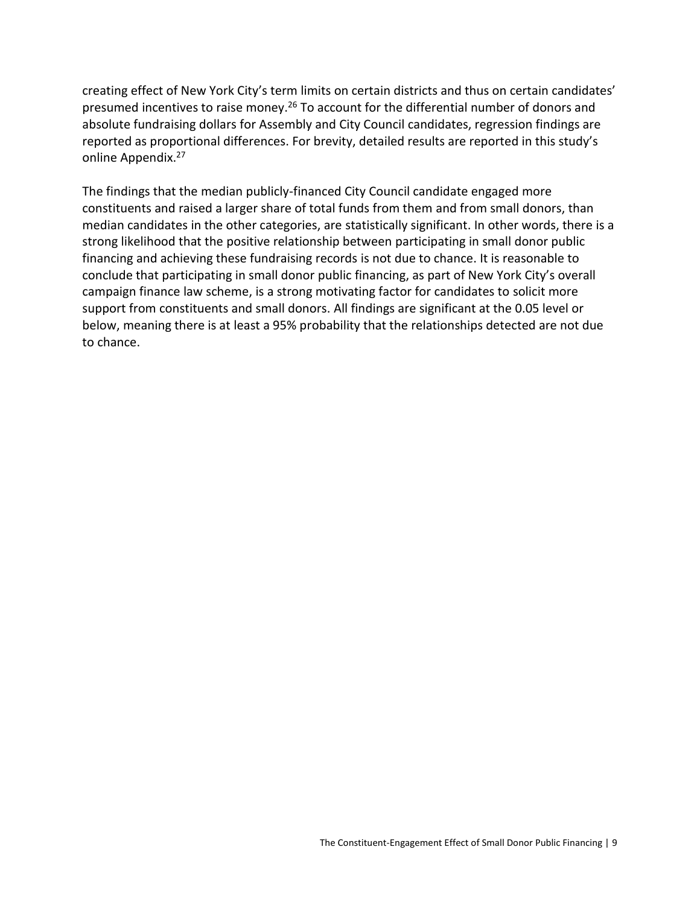creating effect of New York City's term limits on certain districts and thus on certain candidates' presumed incentives to raise money.[26] To account for the differential number of donors and absolute fundraising dollars for Assembly and City Council candidates, regression findings are reported as proportional differences. For brevity, detailed results are reported in this study's online Appendix.[27]

The findings that the median publicly-financed City Council candidate engaged more constituents and raised a larger share of total funds from them and from small donors, than median candidates in the other categories, are statistically significant. In other words, there is a strong likelihood that the positive relationship between participating in small donor public financing and achieving these fundraising records is not due to chance. It is reasonable to conclude that participating in small donor public financing, as part of New York City's overall campaign finance law scheme, is a strong motivating factor for candidates to solicit more support from constituents and small donors. All findings are significant at the 0.05 level or below, meaning there is at least a 95% probability that the relationships detected are not due to chance.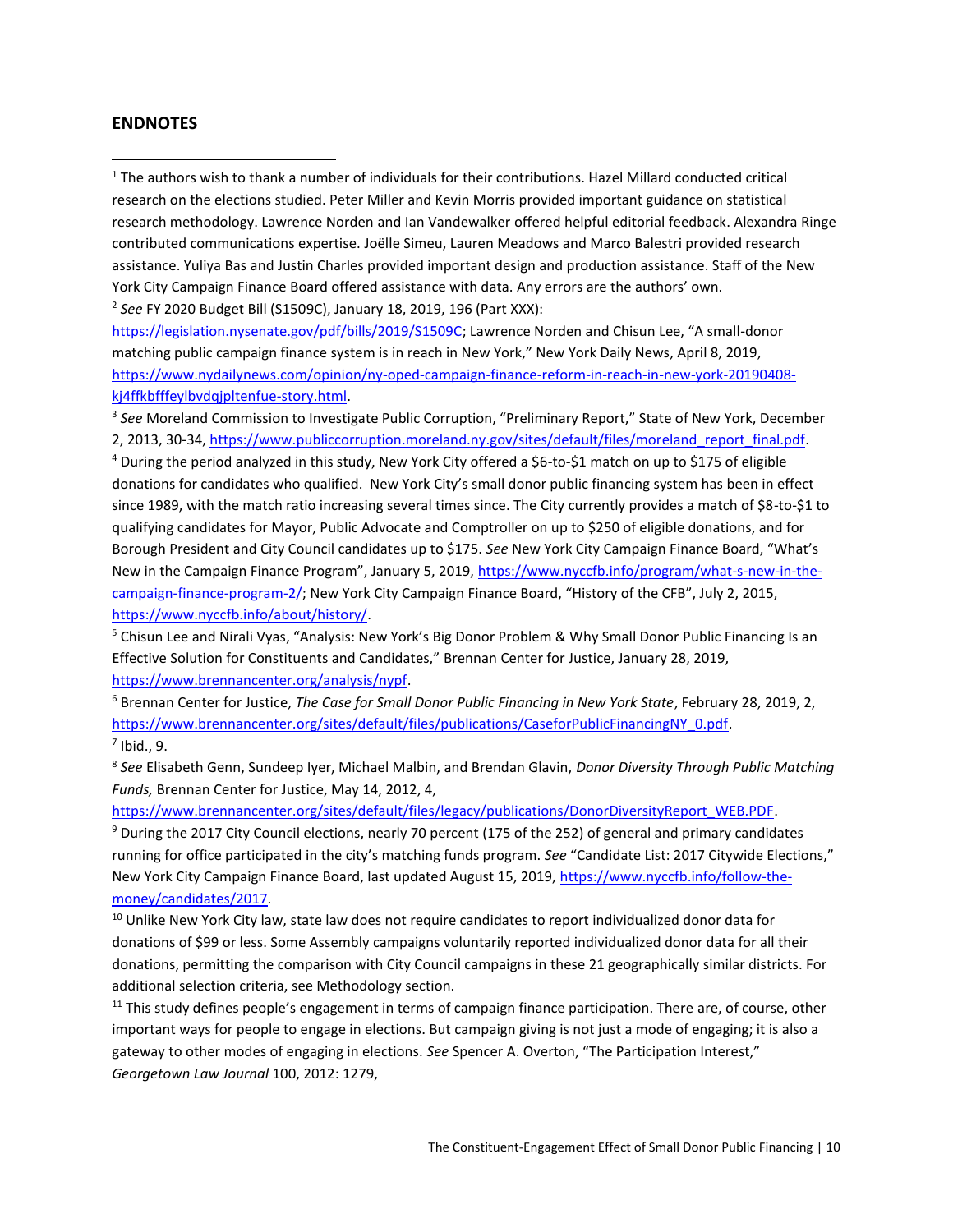## ENDNOTES

[1] The authors wish to thank a number of individuals for their contributions. Hazel Millard conducted critical research on the elections studied. Peter Miller and Kevin Morris provided important guidance on statistical research methodology. Lawrence Norden and Ian Vandewalker offered helpful editorial feedback. Alexandra Ringe contributed communications expertise. Joëlle Simeu, Lauren Meadows and Marco Balestri provided research assistance. Yuliya Bas and Justin Charles provided important design and production assistance. Staff of the New York City Campaign Finance Board offered assistance with data. Any errors are the authors' own.

[2] *See* FY 2020 Budget Bill (S1509C), January 18, 2019, 196 (Part XXX): https://legislation.nysenate.gov/pdf/bills/2019/S1509C; Lawrence Norden and Chisun Lee, "A small-donor matching public campaign finance system is in reach in New York," New York Daily News, April 8, 2019, https://www.nydailynews.com/opinion/ny-oped-campaign-finance-reform-in-reach-in-new-york-20190408-kj4ffkbfffeylbvdqjpltenfue-story.html.

[3] *See* Moreland Commission to Investigate Public Corruption, "Preliminary Report," State of New York, December 2, 2013, 30-34, https://www.publiccorruption.moreland.ny.gov/sites/default/files/moreland_report_final.pdf.

[4] During the period analyzed in this study, New York City offered a $6-to-$1 match on up to $175 of eligible donations for candidates who qualified. New York City's small donor public financing system has been in effect since 1989, with the match ratio increasing several times since. The City currently provides a match of $8-to-$1 to qualifying candidates for Mayor, Public Advocate and Comptroller on up to $250 of eligible donations, and for Borough President and City Council candidates up to $175. *See* New York City Campaign Finance Board, "What's New in the Campaign Finance Program", January 5, 2019, https://www.nyccfb.info/program/what-s-new-in-the-campaign-finance-program-2/; New York City Campaign Finance Board, "History of the CFB", July 2, 2015, https://www.nyccfb.info/about/history/.

[5] Chisun Lee and Nirali Vyas, "Analysis: New York's Big Donor Problem & Why Small Donor Public Financing Is an Effective Solution for Constituents and Candidates," Brennan Center for Justice, January 28, 2019, https://www.brennancenter.org/analysis/nypf.

[6] Brennan Center for Justice, *The Case for Small Donor Public Financing in New York State*, February 28, 2019, 2, https://www.brennancenter.org/sites/default/files/publications/CaseforPublicFinancingNY_0.pdf.

[7] Ibid., 9.

[8] *See* Elisabeth Genn, Sundeep Iyer, Michael Malbin, and Brendan Glavin, *Donor Diversity Through Public Matching Funds,* Brennan Center for Justice, May 14, 2012, 4, https://www.brennancenter.org/sites/default/files/legacy/publications/DonorDiversityReport_WEB.PDF.

[9] During the 2017 City Council elections, nearly 70 percent (175 of the 252) of general and primary candidates running for office participated in the city's matching funds program. *See* "Candidate List: 2017 Citywide Elections," New York City Campaign Finance Board, last updated August 15, 2019, https://www.nyccfb.info/follow-the-money/candidates/2017.

[10] Unlike New York City law, state law does not require candidates to report individualized donor data for donations of $99 or less. Some Assembly campaigns voluntarily reported individualized donor data for all their donations, permitting the comparison with City Council campaigns in these 21 geographically similar districts. For additional selection criteria, see Methodology section.

[11] This study defines people's engagement in terms of campaign finance participation. There are, of course, other important ways for people to engage in elections. But campaign giving is not just a mode of engaging; it is also a gateway to other modes of engaging in elections. *See* Spencer A. Overton, "The Participation Interest," *Georgetown Law Journal* 100, 2012: 1279,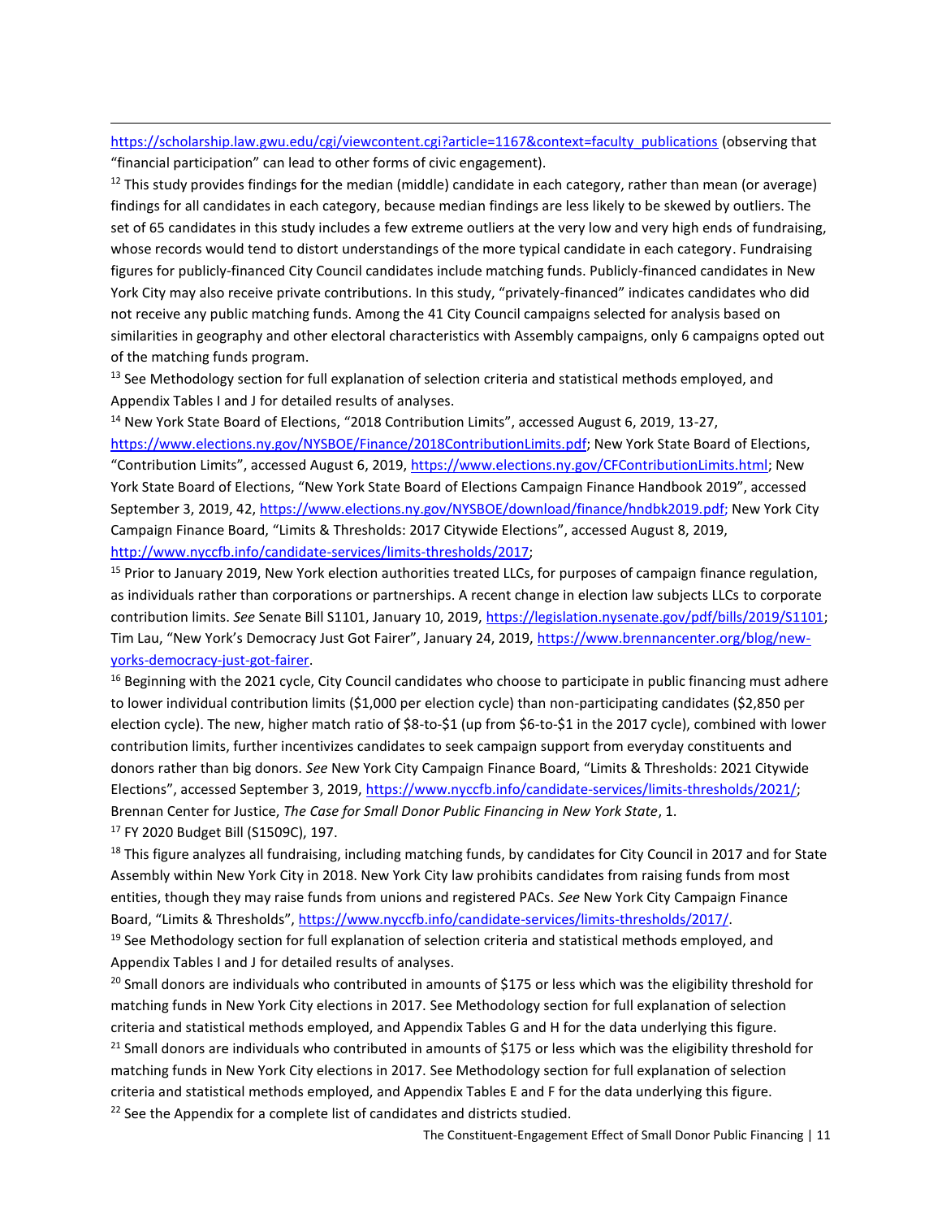https://scholarship.law.gwu.edu/cgi/viewcontent.cgi?article=1167&context=faculty_publications (observing that "financial participation" can lead to other forms of civic engagement).

[12] This study provides findings for the median (middle) candidate in each category, rather than mean (or average) findings for all candidates in each category, because median findings are less likely to be skewed by outliers. The set of 65 candidates in this study includes a few extreme outliers at the very low and very high ends of fundraising, whose records would tend to distort understandings of the more typical candidate in each category. Fundraising figures for publicly-financed City Council candidates include matching funds. Publicly-financed candidates in New York City may also receive private contributions. In this study, "privately-financed" indicates candidates who did not receive any public matching funds. Among the 41 City Council campaigns selected for analysis based on similarities in geography and other electoral characteristics with Assembly campaigns, only 6 campaigns opted out of the matching funds program.

[13] See Methodology section for full explanation of selection criteria and statistical methods employed, and Appendix Tables I and J for detailed results of analyses.

[14] New York State Board of Elections, "2018 Contribution Limits", accessed August 6, 2019, 13-27, https://www.elections.ny.gov/NYSBOE/Finance/2018ContributionLimits.pdf; New York State Board of Elections, "Contribution Limits", accessed August 6, 2019, https://www.elections.ny.gov/CFContributionLimits.html; New York State Board of Elections, "New York State Board of Elections Campaign Finance Handbook 2019", accessed September 3, 2019, 42, https://www.elections.ny.gov/NYSBOE/download/finance/hndbk2019.pdf; New York City Campaign Finance Board, "Limits & Thresholds: 2017 Citywide Elections", accessed August 8, 2019, http://www.nyccfb.info/candidate-services/limits-thresholds/2017;

[15] Prior to January 2019, New York election authorities treated LLCs, for purposes of campaign finance regulation, as individuals rather than corporations or partnerships. A recent change in election law subjects LLCs to corporate contribution limits. *See* Senate Bill S1101, January 10, 2019, https://legislation.nysenate.gov/pdf/bills/2019/S1101; Tim Lau, "New York's Democracy Just Got Fairer", January 24, 2019, https://www.brennancenter.org/blog/new-yorks-democracy-just-got-fairer.

[16] Beginning with the 2021 cycle, City Council candidates who choose to participate in public financing must adhere to lower individual contribution limits ($1,000 per election cycle) than non-participating candidates ($2,850 per election cycle). The new, higher match ratio of $8-to-$1 (up from $6-to-$1 in the 2017 cycle), combined with lower contribution limits, further incentivizes candidates to seek campaign support from everyday constituents and donors rather than big donors. *See* New York City Campaign Finance Board, "Limits & Thresholds: 2021 Citywide Elections", accessed September 3, 2019, https://www.nyccfb.info/candidate-services/limits-thresholds/2021/; Brennan Center for Justice, *The Case for Small Donor Public Financing in New York State*, 1.

[17] FY 2020 Budget Bill (S1509C), 197.

[18] This figure analyzes all fundraising, including matching funds, by candidates for City Council in 2017 and for State Assembly within New York City in 2018. New York City law prohibits candidates from raising funds from most entities, though they may raise funds from unions and registered PACs. *See* New York City Campaign Finance Board, "Limits & Thresholds", https://www.nyccfb.info/candidate-services/limits-thresholds/2017/.

[19] See Methodology section for full explanation of selection criteria and statistical methods employed, and Appendix Tables I and J for detailed results of analyses.

[20] Small donors are individuals who contributed in amounts of $175 or less which was the eligibility threshold for matching funds in New York City elections in 2017. See Methodology section for full explanation of selection criteria and statistical methods employed, and Appendix Tables G and H for the data underlying this figure.

[21] Small donors are individuals who contributed in amounts of $175 or less which was the eligibility threshold for matching funds in New York City elections in 2017. See Methodology section for full explanation of selection criteria and statistical methods employed, and Appendix Tables E and F for the data underlying this figure.

[22] See the Appendix for a complete list of candidates and districts studied.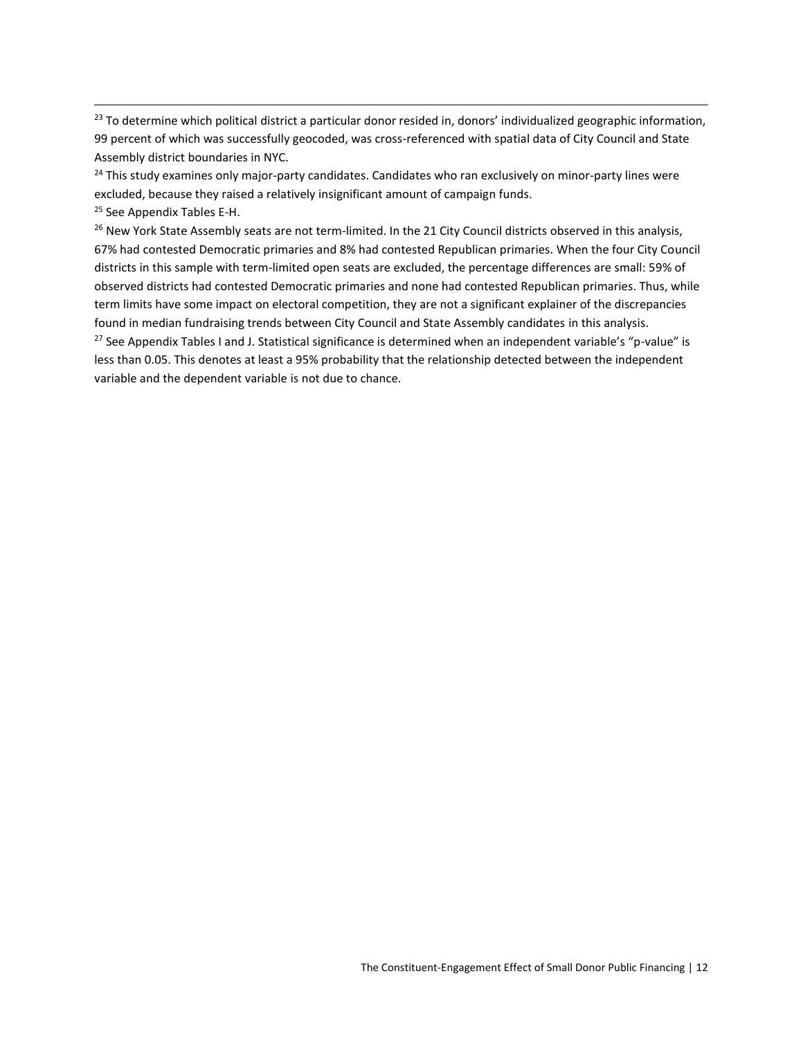[23] To determine which political district a particular donor resided in, donors' individualized geographic information, 99 percent of which was successfully geocoded, was cross-referenced with spatial data of City Council and State Assembly district boundaries in NYC.

[24] This study examines only major-party candidates. Candidates who ran exclusively on minor-party lines were excluded, because they raised a relatively insignificant amount of campaign funds.

[25] See Appendix Tables E-H.

[26] New York State Assembly seats are not term-limited. In the 21 City Council districts observed in this analysis, 67% had contested Democratic primaries and 8% had contested Republican primaries. When the four City Council districts in this sample with term-limited open seats are excluded, the percentage differences are small: 59% of observed districts had contested Democratic primaries and none had contested Republican primaries. Thus, while term limits have some impact on electoral competition, they are not a significant explainer of the discrepancies found in median fundraising trends between City Council and State Assembly candidates in this analysis.

[27] See Appendix Tables I and J. Statistical significance is determined when an independent variable's "p-value" is less than 0.05. This denotes at least a 95% probability that the relationship detected between the independent variable and the dependent variable is not due to chance.